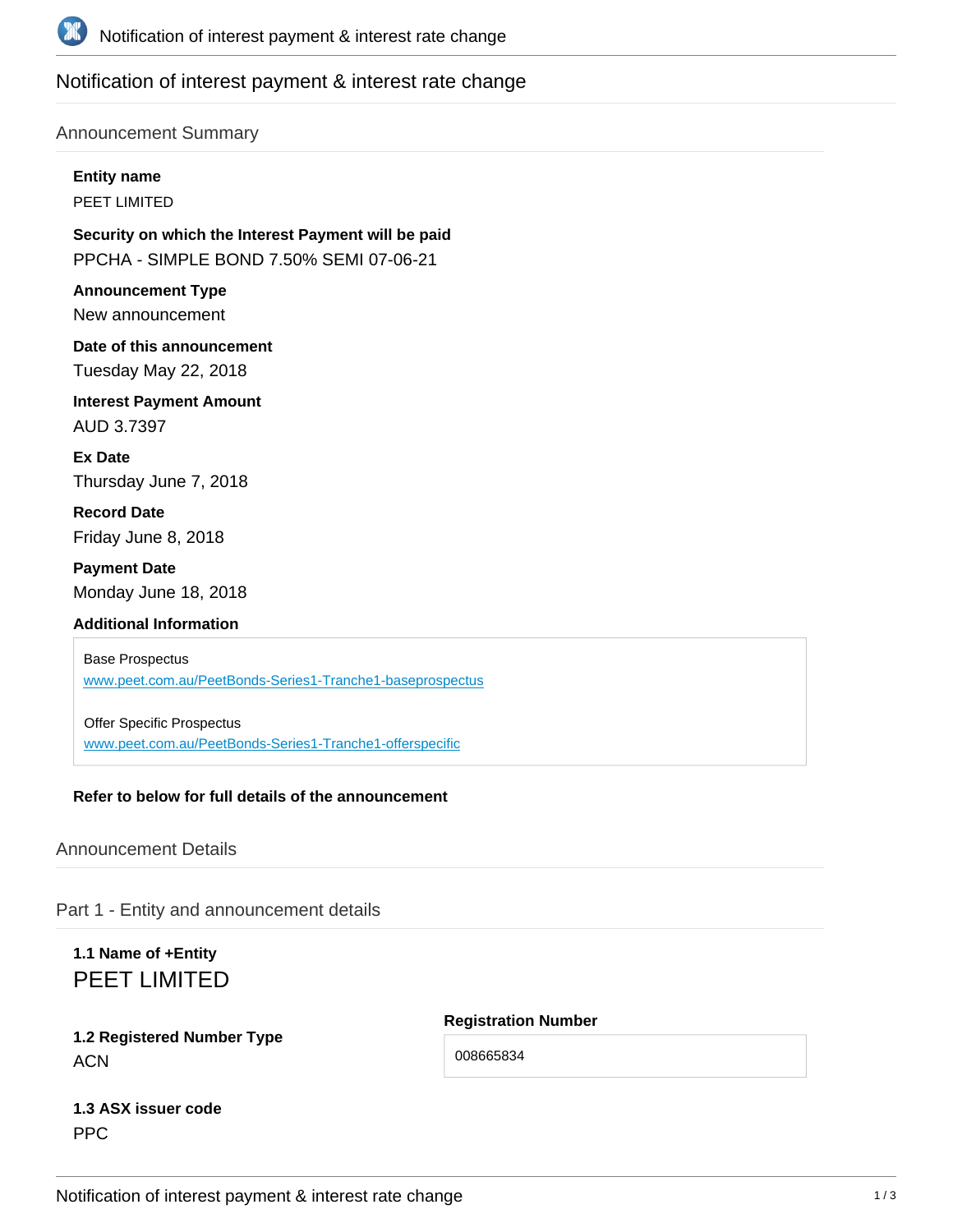# Notification of interest payment & interest rate change

## Announcement Summary

**Entity name**

PEET LIMITED

**Security on which the Interest Payment will be paid**

PPCHA - SIMPLE BOND 7.50% SEMI 07-06-21

**Announcement Type**

New announcement

**Date of this announcement**

Tuesday May 22, 2018

**Interest Payment Amount**

AUD 3.7397

**Ex Date**

Thursday June 7, 2018

**Record Date**

Friday June 8, 2018

**Payment Date**

Monday June 18, 2018

**Additional Information**

Base Prospectus
www.peet.com.au/PeetBonds-Series1-Tranche1-baseprospectus

Offer Specific Prospectus
www.peet.com.au/PeetBonds-Series1-Tranche1-offerspecific

**Refer to below for full details of the announcement**

## Announcement Details

### Part 1 - Entity and announcement details

**1.1 Name of +Entity**

PEET LIMITED

**1.2 Registered Number Type**

ACN

**Registration Number**

008665834

**1.3 ASX issuer code**

PPC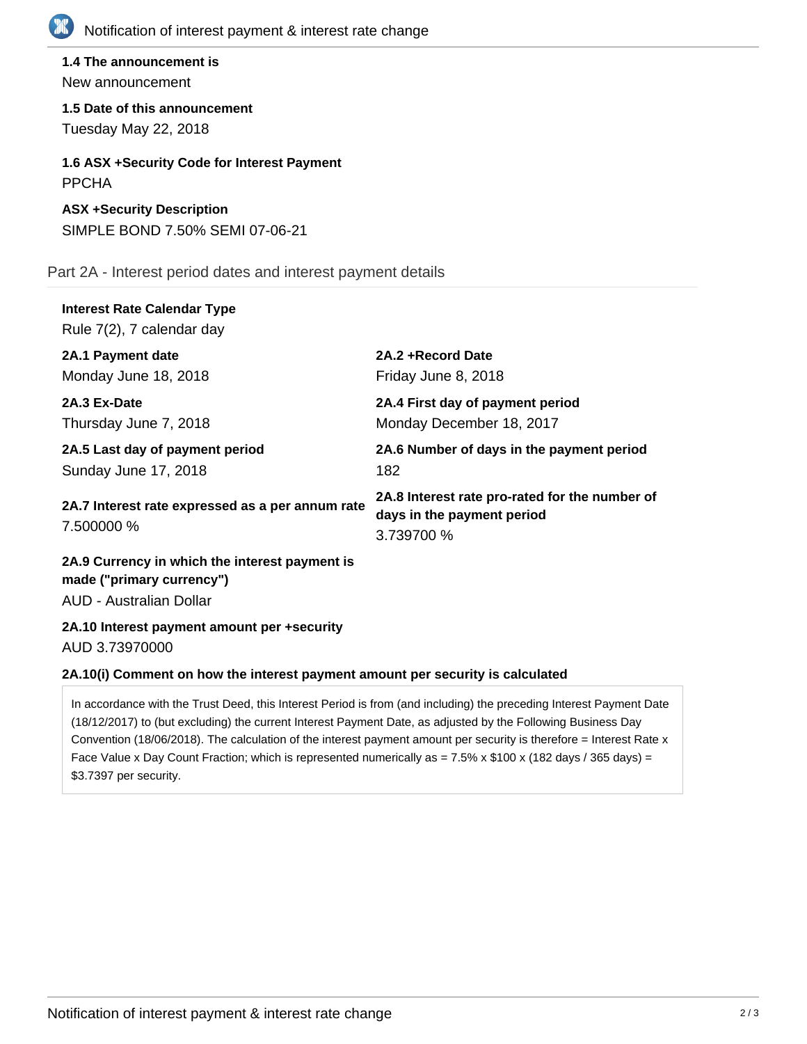**1.4 The announcement is**

New announcement

**1.5 Date of this announcement**

Tuesday May 22, 2018

**1.6 ASX +Security Code for Interest Payment**

PPCHA

**ASX +Security Description**

SIMPLE BOND 7.50% SEMI 07-06-21

## Part 2A - Interest period dates and interest payment details

**Interest Rate Calendar Type**

Rule 7(2), 7 calendar day

**2A.1 Payment date**

Monday June 18, 2018

**2A.2 +Record Date**

Friday June 8, 2018

**2A.3 Ex-Date**

Thursday June 7, 2018

**2A.4 First day of payment period**

Monday December 18, 2017

**2A.5 Last day of payment period**

Sunday June 17, 2018

**2A.6 Number of days in the payment period**

182

**2A.7 Interest rate expressed as a per annum rate**

7.500000 %

**2A.8 Interest rate pro-rated for the number of days in the payment period**

3.739700 %

**2A.9 Currency in which the interest payment is made ("primary currency")**

AUD - Australian Dollar

**2A.10 Interest payment amount per +security**

AUD 3.73970000

**2A.10(i) Comment on how the interest payment amount per security is calculated**

In accordance with the Trust Deed, this Interest Period is from (and including) the preceding Interest Payment Date (18/12/2017) to (but excluding) the current Interest Payment Date, as adjusted by the Following Business Day Convention (18/06/2018). The calculation of the interest payment amount per security is therefore = Interest Rate x Face Value x Day Count Fraction; which is represented numerically as = 7.5% x $100 x (182 days / 365 days) = $3.7397 per security.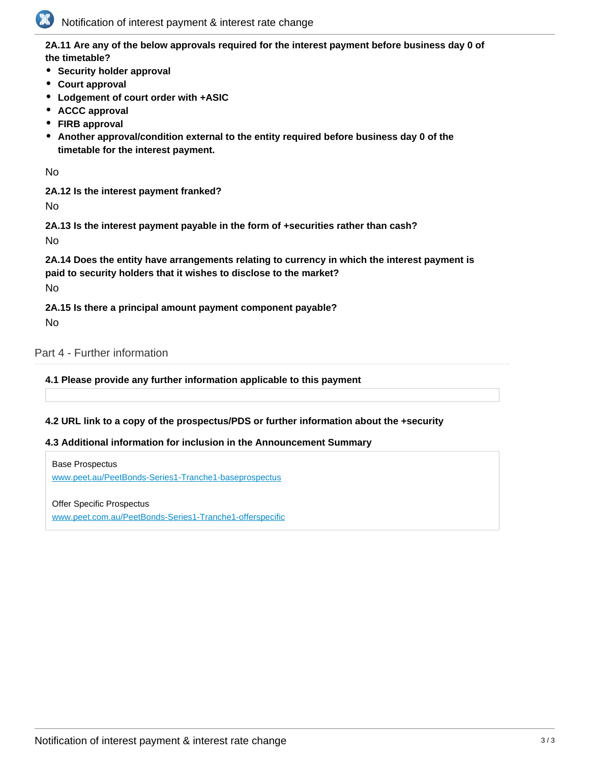**2A.11 Are any of the below approvals required for the interest payment before business day 0 of the timetable?**

- **Security holder approval**
- **Court approval**
- **Lodgement of court order with +ASIC**
- **ACCC approval**
- **FIRB approval**
- **Another approval/condition external to the entity required before business day 0 of the timetable for the interest payment.**

No

**2A.12 Is the interest payment franked?**

No

**2A.13 Is the interest payment payable in the form of +securities rather than cash?**

No

**2A.14 Does the entity have arrangements relating to currency in which the interest payment is paid to security holders that it wishes to disclose to the market?**

No

**2A.15 Is there a principal amount payment component payable?**

No

## Part 4 - Further information

**4.1 Please provide any further information applicable to this payment**

**4.2 URL link to a copy of the prospectus/PDS or further information about the +security**

**4.3 Additional information for inclusion in the Announcement Summary**

Base Prospectus
www.peet.au/PeetBonds-Series1-Tranche1-baseprospectus

Offer Specific Prospectus
www.peet.com.au/PeetBonds-Series1-Tranche1-offerspecific